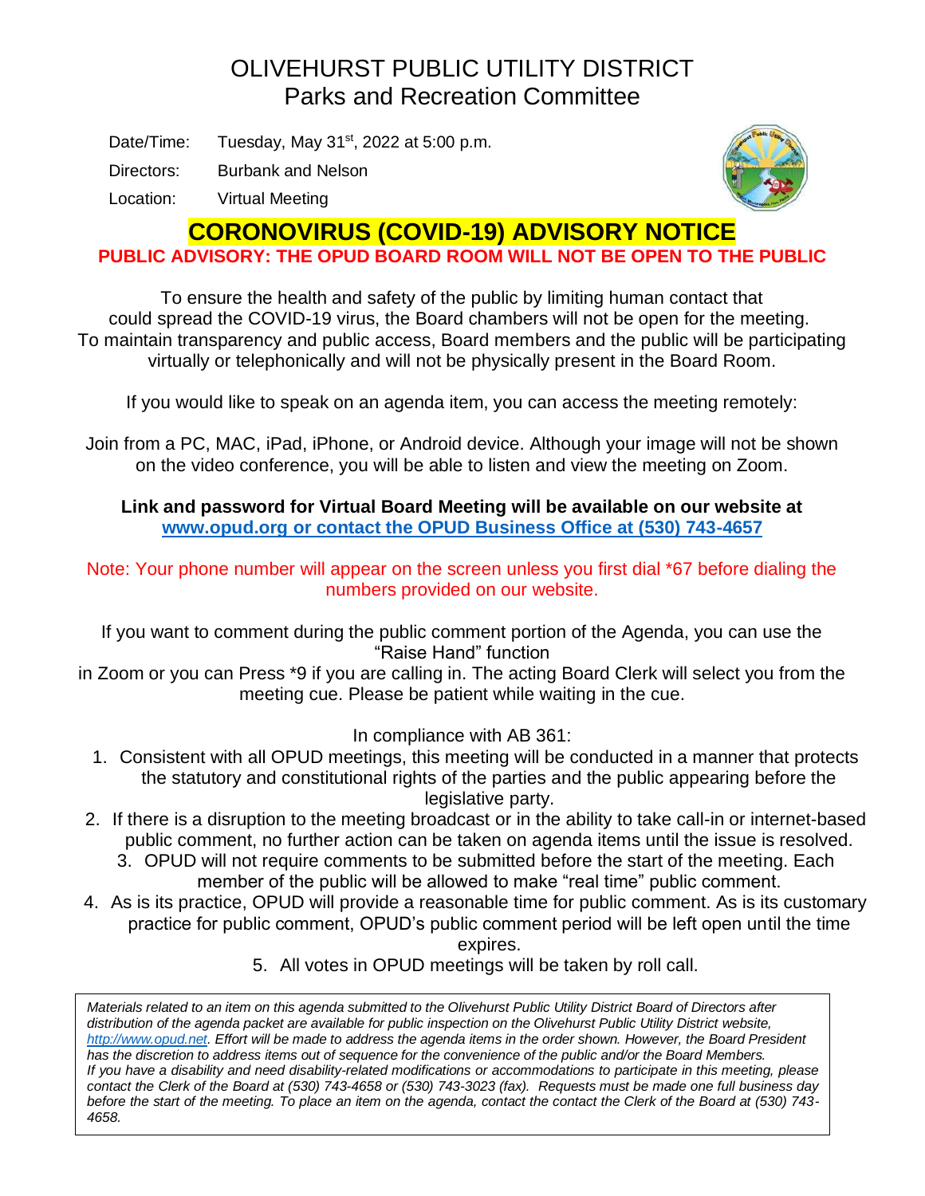# OLIVEHURST PUBLIC UTILITY DISTRICT
## Parks and Recreation Committee

Date/Time: Tuesday, May 31st, 2022 at 5:00 p.m.

Directors: Burbank and Nelson

Location: Virtual Meeting

## CORONOVIRUS (COVID-19) ADVISORY NOTICE

**PUBLIC ADVISORY: THE OPUD BOARD ROOM WILL NOT BE OPEN TO THE PUBLIC**

To ensure the health and safety of the public by limiting human contact that could spread the COVID-19 virus, the Board chambers will not be open for the meeting. To maintain transparency and public access, Board members and the public will be participating virtually or telephonically and will not be physically present in the Board Room.

If you would like to speak on an agenda item, you can access the meeting remotely:

Join from a PC, MAC, iPad, iPhone, or Android device. Although your image will not be shown on the video conference, you will be able to listen and view the meeting on Zoom.

**Link and password for Virtual Board Meeting will be available on our website at [www.opud.org or contact the OPUD Business Office at (530) 743-4657](www.opud.org)**

Note: Your phone number will appear on the screen unless you first dial *67 before dialing the numbers provided on our website.

If you want to comment during the public comment portion of the Agenda, you can use the "Raise Hand" function in Zoom or you can Press *9 if you are calling in. The acting Board Clerk will select you from the meeting cue. Please be patient while waiting in the cue.

In compliance with AB 361:

1. Consistent with all OPUD meetings, this meeting will be conducted in a manner that protects the statutory and constitutional rights of the parties and the public appearing before the legislative party.
2. If there is a disruption to the meeting broadcast or in the ability to take call-in or internet-based public comment, no further action can be taken on agenda items until the issue is resolved.
3. OPUD will not require comments to be submitted before the start of the meeting. Each member of the public will be allowed to make "real time" public comment.
4. As is its practice, OPUD will provide a reasonable time for public comment. As is its customary practice for public comment, OPUD's public comment period will be left open until the time expires.
5. All votes in OPUD meetings will be taken by roll call.

*Materials related to an item on this agenda submitted to the Olivehurst Public Utility District Board of Directors after distribution of the agenda packet are available for public inspection on the Olivehurst Public Utility District website, [http://www.opud.net](http://www.opud.net). Effort will be made to address the agenda items in the order shown. However, the Board President has the discretion to address items out of sequence for the convenience of the public and/or the Board Members.*
*If you have a disability and need disability-related modifications or accommodations to participate in this meeting, please contact the Clerk of the Board at (530) 743-4658 or (530) 743-3023 (fax). Requests must be made one full business day before the start of the meeting. To place an item on the agenda, contact the contact the Clerk of the Board at (530) 743-4658.*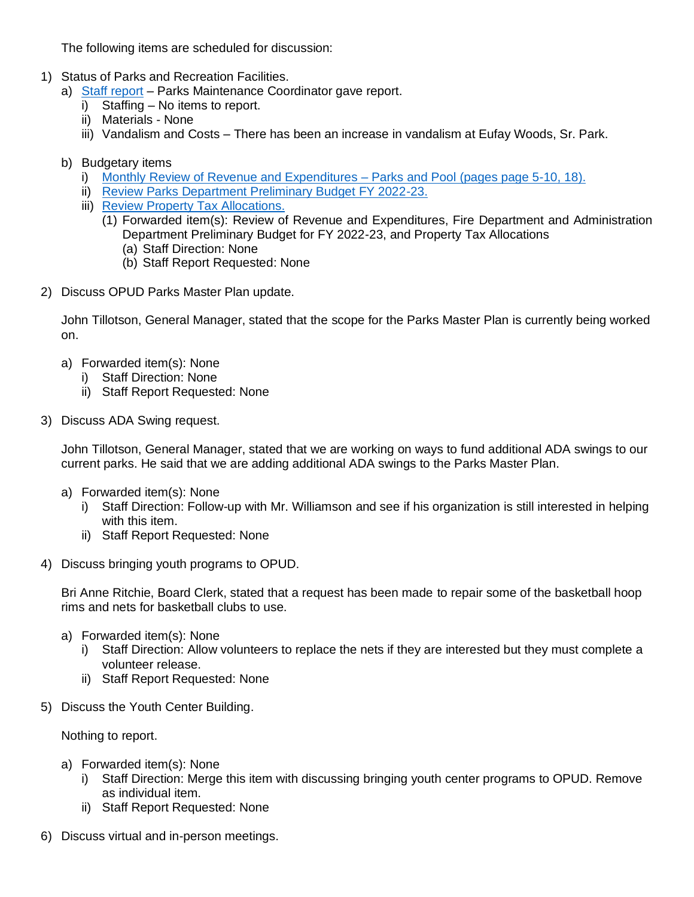The following items are scheduled for discussion:

1) Status of Parks and Recreation Facilities.
   a) Staff report – Parks Maintenance Coordinator gave report.
      i) Staffing – No items to report.
      ii) Materials - None
      iii) Vandalism and Costs – There has been an increase in vandalism at Eufay Woods, Sr. Park.

   b) Budgetary items
      i) Monthly Review of Revenue and Expenditures – Parks and Pool (pages page 5-10, 18).
      ii) Review Parks Department Preliminary Budget FY 2022-23.
      iii) Review Property Tax Allocations.
         (1) Forwarded item(s): Review of Revenue and Expenditures, Fire Department and Administration Department Preliminary Budget for FY 2022-23, and Property Tax Allocations
            (a) Staff Direction: None
            (b) Staff Report Requested: None

2) Discuss OPUD Parks Master Plan update.

   John Tillotson, General Manager, stated that the scope for the Parks Master Plan is currently being worked on.

   a) Forwarded item(s): None
      i) Staff Direction: None
      ii) Staff Report Requested: None

3) Discuss ADA Swing request.

   John Tillotson, General Manager, stated that we are working on ways to fund additional ADA swings to our current parks. He said that we are adding additional ADA swings to the Parks Master Plan.

   a) Forwarded item(s): None
      i) Staff Direction: Follow-up with Mr. Williamson and see if his organization is still interested in helping with this item.
      ii) Staff Report Requested: None

4) Discuss bringing youth programs to OPUD.

   Bri Anne Ritchie, Board Clerk, stated that a request has been made to repair some of the basketball hoop rims and nets for basketball clubs to use.

   a) Forwarded item(s): None
      i) Staff Direction: Allow volunteers to replace the nets if they are interested but they must complete a volunteer release.
      ii) Staff Report Requested: None

5) Discuss the Youth Center Building.

   Nothing to report.

   a) Forwarded item(s): None
      i) Staff Direction: Merge this item with discussing bringing youth center programs to OPUD. Remove as individual item.
      ii) Staff Report Requested: None

6) Discuss virtual and in-person meetings.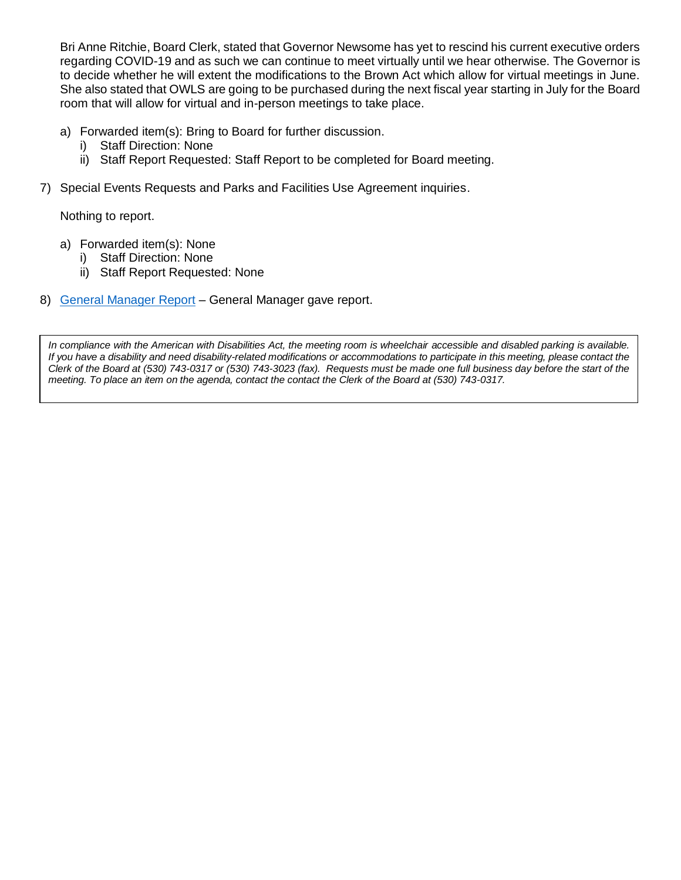Bri Anne Ritchie, Board Clerk, stated that Governor Newsome has yet to rescind his current executive orders regarding COVID-19 and as such we can continue to meet virtually until we hear otherwise. The Governor is to decide whether he will extent the modifications to the Brown Act which allow for virtual meetings in June. She also stated that OWLS are going to be purchased during the next fiscal year starting in July for the Board room that will allow for virtual and in-person meetings to take place.

a) Forwarded item(s): Bring to Board for further discussion.
   i) Staff Direction: None
   ii) Staff Report Requested: Staff Report to be completed for Board meeting.

7) Special Events Requests and Parks and Facilities Use Agreement inquiries.

   Nothing to report.

   a) Forwarded item(s): None
      i) Staff Direction: None
      ii) Staff Report Requested: None

8) General Manager Report – General Manager gave report.

*In compliance with the American with Disabilities Act, the meeting room is wheelchair accessible and disabled parking is available. If you have a disability and need disability-related modifications or accommodations to participate in this meeting, please contact the Clerk of the Board at (530) 743-0317 or (530) 743-3023 (fax). Requests must be made one full business day before the start of the meeting. To place an item on the agenda, contact the contact the Clerk of the Board at (530) 743-0317.*